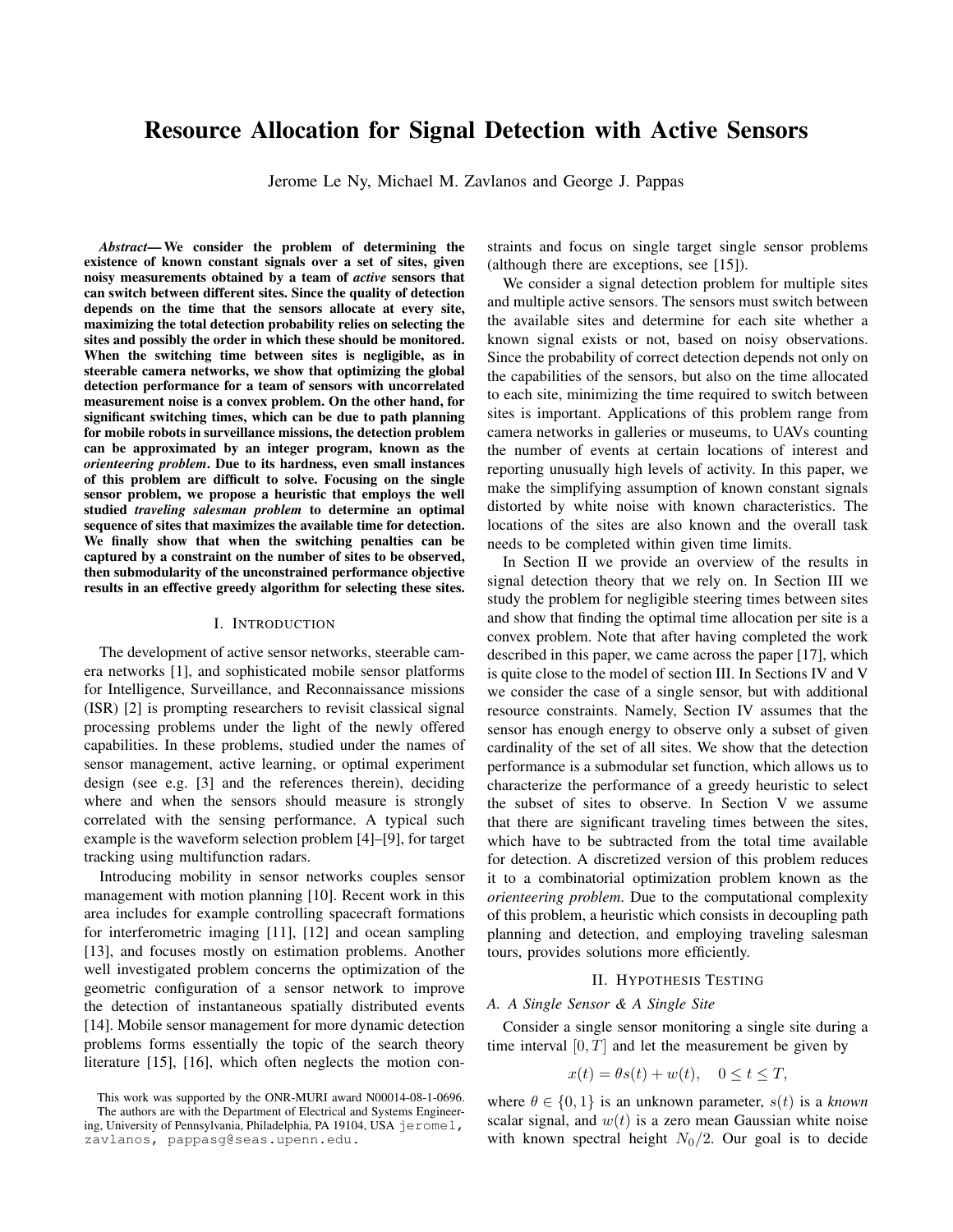# Resource Allocation for Signal Detection with Active Sensors

Jerome Le Ny, Michael M. Zavlanos and George J. Pappas

***Abstract*— We consider the problem of determining the existence of known constant signals over a set of sites, given noisy measurements obtained by a team of *active* sensors that can switch between different sites. Since the quality of detection depends on the time that the sensors allocate at every site, maximizing the total detection probability relies on selecting the sites and possibly the order in which these should be monitored. When the switching time between sites is negligible, as in steerable camera networks, we show that optimizing the global detection performance for a team of sensors with uncorrelated measurement noise is a convex problem. On the other hand, for significant switching times, which can be due to path planning for mobile robots in surveillance missions, the detection problem can be approximated by an integer program, known as the *orienteering problem*. Due to its hardness, even small instances of this problem are difficult to solve. Focusing on the single sensor problem, we propose a heuristic that employs the well studied *traveling salesman problem* to determine an optimal sequence of sites that maximizes the available time for detection. We finally show that when the switching penalties can be captured by a constraint on the number of sites to be observed, then submodularity of the unconstrained performance objective results in an effective greedy algorithm for selecting these sites.**

## I. Introduction

The development of active sensor networks, steerable camera networks [1], and sophisticated mobile sensor platforms for Intelligence, Surveillance, and Reconnaissance missions (ISR) [2] is prompting researchers to revisit classical signal processing problems under the light of the newly offered capabilities. In these problems, studied under the names of sensor management, active learning, or optimal experiment design (see e.g. [3] and the references therein), deciding where and when the sensors should measure is strongly correlated with the sensing performance. A typical such example is the waveform selection problem [4]–[9], for target tracking using multifunction radars.

Introducing mobility in sensor networks couples sensor management with motion planning [10]. Recent work in this area includes for example controlling spacecraft formations for interferometric imaging [11], [12] and ocean sampling [13], and focuses mostly on estimation problems. Another well investigated problem concerns the optimization of the geometric configuration of a sensor network to improve the detection of instantaneous spatially distributed events [14]. Mobile sensor management for more dynamic detection problems forms essentially the topic of the search theory literature [15], [16], which often neglects the motion constraints and focus on single target single sensor problems (although there are exceptions, see [15]).

We consider a signal detection problem for multiple sites and multiple active sensors. The sensors must switch between the available sites and determine for each site whether a known signal exists or not, based on noisy observations. Since the probability of correct detection depends not only on the capabilities of the sensors, but also on the time allocated to each site, minimizing the time required to switch between sites is important. Applications of this problem range from camera networks in galleries or museums, to UAVs counting the number of events at certain locations of interest and reporting unusually high levels of activity. In this paper, we make the simplifying assumption of known constant signals distorted by white noise with known characteristics. The locations of the sites are also known and the overall task needs to be completed within given time limits.

In Section II we provide an overview of the results in signal detection theory that we rely on. In Section III we study the problem for negligible steering times between sites and show that finding the optimal time allocation per site is a convex problem. Note that after having completed the work described in this paper, we came across the paper [17], which is quite close to the model of section III. In Sections IV and V we consider the case of a single sensor, but with additional resource constraints. Namely, Section IV assumes that the sensor has enough energy to observe only a subset of given cardinality of the set of all sites. We show that the detection performance is a submodular set function, which allows us to characterize the performance of a greedy heuristic to select the subset of sites to observe. In Section V we assume that there are significant traveling times between the sites, which have to be subtracted from the total time available for detection. A discretized version of this problem reduces it to a combinatorial optimization problem known as the *orienteering problem*. Due to the computational complexity of this problem, a heuristic which consists in decoupling path planning and detection, and employing traveling salesman tours, provides solutions more efficiently.

## II. Hypothesis Testing

### A. A Single Sensor & A Single Site

Consider a single sensor monitoring a single site during a time interval $[0, T]$ and let the measurement be given by

$$x(t) = \theta s(t) + w(t), \quad 0 \leq t \leq T,$$

where $\theta \in \{0, 1\}$ is an unknown parameter, $s(t)$ is a *known* scalar signal, and $w(t)$ is a zero mean Gaussian white noise with known spectral height $N_0/2$. Our goal is to decide

This work was supported by the ONR-MURI award N00014-08-1-0696.
The authors are with the Department of Electrical and Systems Engineering, University of Pennsylvania, Philadelphia, PA 19104, USA jeromel, zavlanos, pappasg@seas.upenn.edu.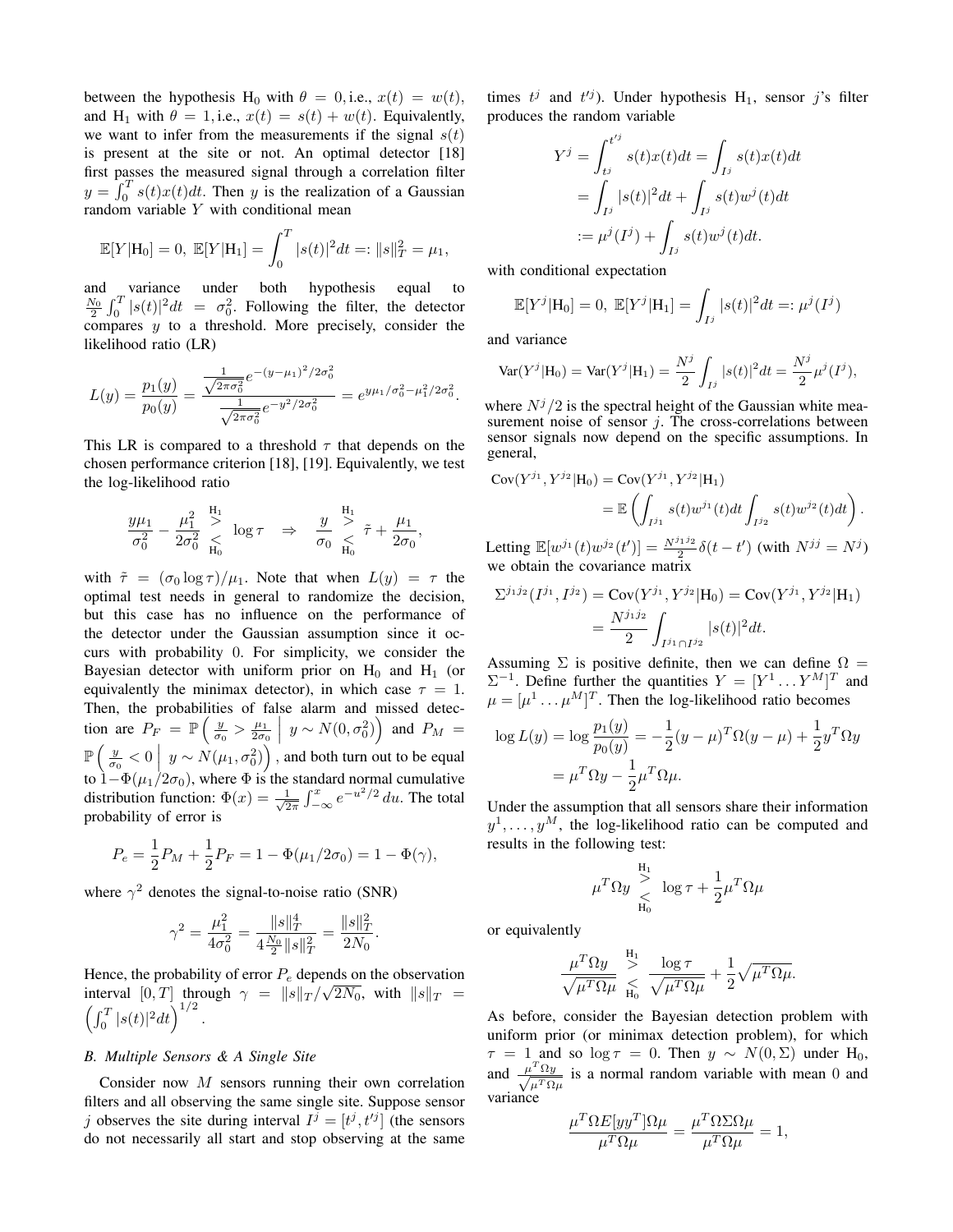between the hypothesis $\mathrm{H}_0$ with $\theta = 0$, i.e., $x(t) = w(t)$, and $\mathrm{H}_1$ with $\theta = 1$, i.e., $x(t) = s(t) + w(t)$. Equivalently, we want to infer from the measurements if the signal $s(t)$ is present at the site or not. An optimal detector [18] first passes the measured signal through a correlation filter $y = \int_0^T s(t)x(t)dt$. Then $y$ is the realization of a Gaussian random variable $Y$ with conditional mean

$$\mathbb{E}[Y|\mathrm{H}_0] = 0,\ \mathbb{E}[Y|\mathrm{H}_1] = \int_0^T |s(t)|^2 dt =: \|s\|_T^2 = \mu_1,$$

and variance under both hypothesis equal to $\frac{N_0}{2}\int_0^T |s(t)|^2 dt = \sigma_0^2$. Following the filter, the detector compares $y$ to a threshold. More precisely, consider the likelihood ratio (LR)

$$L(y) = \frac{p_1(y)}{p_0(y)} = \frac{\frac{1}{\sqrt{2\pi\sigma_0^2}} e^{-(y-\mu_1)^2/2\sigma_0^2}}{\frac{1}{\sqrt{2\pi\sigma_0^2}} e^{-y^2/2\sigma_0^2}} = e^{y\mu_1/\sigma_0^2 - \mu_1^2/2\sigma_0^2}.$$

This LR is compared to a threshold $\tau$ that depends on the chosen performance criterion [18], [19]. Equivalently, we test the log-likelihood ratio

$$\frac{y\mu_1}{\sigma_0^2} - \frac{\mu_1^2}{2\sigma_0^2} \underset{\mathrm{H}_0}{\overset{\mathrm{H}_1}{\gtrless}} \log\tau \quad \Rightarrow \quad \frac{y}{\sigma_0} \underset{\mathrm{H}_0}{\overset{\mathrm{H}_1}{\gtrless}} \tilde{\tau} + \frac{\mu_1}{2\sigma_0},$$

with $\tilde{\tau} = (\sigma_0 \log\tau)/\mu_1$. Note that when $L(y) = \tau$ the optimal test needs in general to randomize the decision, but this case has no influence on the performance of the detector under the Gaussian assumption since it occurs with probability 0. For simplicity, we consider the Bayesian detector with uniform prior on $\mathrm{H}_0$ and $\mathrm{H}_1$ (or equivalently the minimax detector), in which case $\tau = 1$. Then, the probabilities of false alarm and missed detection are $P_F = \mathbb{P}\left(\frac{y}{\sigma_0} > \frac{\mu_1}{2\sigma_0} \,\middle|\, y \sim N(0,\sigma_0^2)\right)$ and $P_M = \mathbb{P}\left(\frac{y}{\sigma_0} < 0 \,\middle|\, y \sim N(\mu_1,\sigma_0^2)\right)$, and both turn out to be equal to $1-\Phi(\mu_1/2\sigma_0)$, where $\Phi$ is the standard normal cumulative distribution function: $\Phi(x) = \frac{1}{\sqrt{2\pi}}\int_{-\infty}^x e^{-u^2/2}\, du$. The total probability of error is

$$P_e = \frac{1}{2}P_M + \frac{1}{2}P_F = 1 - \Phi(\mu_1/2\sigma_0) = 1 - \Phi(\gamma),$$

where $\gamma^2$ denotes the signal-to-noise ratio (SNR)

$$\gamma^2 = \frac{\mu_1^2}{4\sigma_0^2} = \frac{\|s\|_T^4}{4\frac{N_0}{2}\|s\|_T^2} = \frac{\|s\|_T^2}{2N_0}.$$

Hence, the probability of error $P_e$ depends on the observation interval $[0,T]$ through $\gamma = \|s\|_T/\sqrt{2N_0}$, with $\|s\|_T = \left(\int_0^T |s(t)|^2 dt\right)^{1/2}$.

### B. Multiple Sensors & A Single Site

Consider now $M$ sensors running their own correlation filters and all observing the same single site. Suppose sensor $j$ observes the site during interval $I^j = [t^j, t'^j]$ (the sensors do not necessarily all start and stop observing at the same times $t^j$ and $t'^j$). Under hypothesis $\mathrm{H}_1$, sensor $j$'s filter produces the random variable

$$\begin{aligned} Y^j &= \int_{t^j}^{t'^j} s(t)x(t)dt = \int_{I^j} s(t)x(t)dt \\ &= \int_{I^j} |s(t)|^2 dt + \int_{I^j} s(t)w^j(t)dt \\ &:= \mu^j(I^j) + \int_{I^j} s(t)w^j(t)dt. \end{aligned}$$

with conditional expectation

$$\mathbb{E}[Y^j|\mathrm{H}_0] = 0,\ \mathbb{E}[Y^j|\mathrm{H}_1] = \int_{I^j} |s(t)|^2 dt =: \mu^j(I^j)$$

and variance

$$\mathrm{Var}(Y^j|\mathrm{H}_0) = \mathrm{Var}(Y^j|\mathrm{H}_1) = \frac{N^j}{2}\int_{I^j} |s(t)|^2 dt = \frac{N^j}{2}\mu^j(I^j),$$

where $N^j/2$ is the spectral height of the Gaussian white measurement noise of sensor $j$. The cross-correlations between sensor signals now depend on the specific assumptions. In general,

$$\begin{aligned} \mathrm{Cov}(Y^{j_1}, Y^{j_2}|\mathrm{H}_0) &= \mathrm{Cov}(Y^{j_1}, Y^{j_2}|\mathrm{H}_1) \\ &= \mathbb{E}\left(\int_{I^{j_1}} s(t)w^{j_1}(t)dt \int_{I^{j_2}} s(t)w^{j_2}(t)dt\right). \end{aligned}$$

Letting $\mathbb{E}[w^{j_1}(t)w^{j_2}(t')] = \frac{N^{j_1j_2}}{2}\delta(t-t')$ (with $N^{jj} = N^j$) we obtain the covariance matrix

$$\begin{aligned} \Sigma^{j_1j_2}(I^{j_1}, I^{j_2}) &= \mathrm{Cov}(Y^{j_1}, Y^{j_2}|\mathrm{H}_0) = \mathrm{Cov}(Y^{j_1}, Y^{j_2}|\mathrm{H}_1) \\ &= \frac{N^{j_1j_2}}{2}\int_{I^{j_1}\cap I^{j_2}} |s(t)|^2 dt. \end{aligned}$$

Assuming $\Sigma$ is positive definite, then we can define $\Omega = \Sigma^{-1}$. Define further the quantities $Y = [Y^1 \dots Y^M]^T$ and $\mu = [\mu^1 \dots \mu^M]^T$. Then the log-likelihood ratio becomes

$$\begin{aligned} \log L(y) &= \log\frac{p_1(y)}{p_0(y)} = -\frac{1}{2}(y-\mu)^T\Omega(y-\mu) + \frac{1}{2}y^T\Omega y \\ &= \mu^T\Omega y - \frac{1}{2}\mu^T\Omega\mu. \end{aligned}$$

Under the assumption that all sensors share their information $y^1, \dots, y^M$, the log-likelihood ratio can be computed and results in the following test:

$$\mu^T\Omega y \underset{\mathrm{H}_0}{\overset{\mathrm{H}_1}{\gtrless}} \log\tau + \frac{1}{2}\mu^T\Omega\mu$$

or equivalently

$$\frac{\mu^T\Omega y}{\sqrt{\mu^T\Omega\mu}} \underset{\mathrm{H}_0}{\overset{\mathrm{H}_1}{\gtrless}} \frac{\log\tau}{\sqrt{\mu^T\Omega\mu}} + \frac{1}{2}\sqrt{\mu^T\Omega\mu}.$$

As before, consider the Bayesian detection problem with uniform prior (or minimax detection problem), for which $\tau = 1$ and so $\log\tau = 0$. Then $y \sim N(0,\Sigma)$ under $\mathrm{H}_0$, and $\frac{\mu^T\Omega y}{\sqrt{\mu^T\Omega\mu}}$ is a normal random variable with mean 0 and variance

$$\frac{\mu^T\Omega E[yy^T]\Omega\mu}{\mu^T\Omega\mu} = \frac{\mu^T\Omega\Sigma\Omega\mu}{\mu^T\Omega\mu} = 1,$$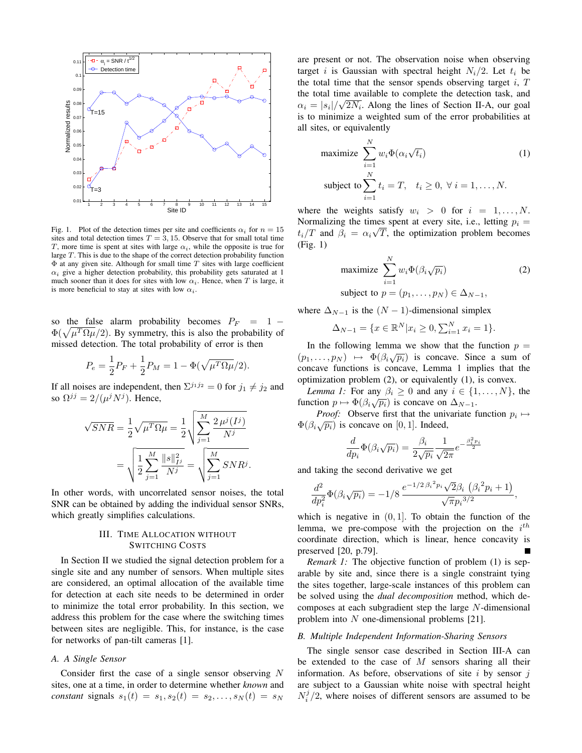Fig. 1. Plot of the detection times per site and coefficients $\alpha_i$ for $n = 15$ sites and total detection times $T = 3, 15$. Observe that for small total time $T$, more time is spent at sites with large $\alpha_i$, while the opposite is true for large $T$. This is due to the shape of the correct detection probability function $\Phi$ at any given site. Although for small time $T$ sites with large coefficient $\alpha_i$ give a higher detection probability, this probability gets saturated at 1 much sooner than it does for sites with low $\alpha_i$. Hence, when $T$ is large, it is more beneficial to stay at sites with low $\alpha_i$.

so the false alarm probability becomes $P_F = 1 - \Phi(\sqrt{\mu^T \Omega \mu}/2)$. By symmetry, this is also the probability of missed detection. The total probability of error is then

$$P_e = \frac{1}{2}P_F + \frac{1}{2}P_M = 1 - \Phi(\sqrt{\mu^T \Omega \mu}/2).$$

If all noises are independent, then $\Sigma^{j_1 j_2} = 0$ for $j_1 \neq j_2$ and so $\Omega^{jj} = 2/(\mu^j N^j)$. Hence,

$$\sqrt{SNR} = \frac{1}{2}\sqrt{\mu^T \Omega \mu} = \frac{1}{2}\sqrt{\sum_{j=1}^{M} \frac{2\,\mu^j(I^j)}{N^j}}$$

$$= \sqrt{\frac{1}{2}\sum_{j=1}^{M} \frac{\|s\|^2_{I^j}}{N^j}} = \sqrt{\sum_{j=1}^{M} SNR^j}.$$

In other words, with uncorrelated sensor noises, the total SNR can be obtained by adding the individual sensor SNRs, which greatly simplifies calculations.

## III. Time Allocation without Switching Costs

In Section II we studied the signal detection problem for a single site and any number of sensors. When multiple sites are considered, an optimal allocation of the available time for detection at each site needs to be determined in order to minimize the total error probability. In this section, we address this problem for the case where the switching times between sites are negligible. This, for instance, is the case for networks of pan-tilt cameras [1].

### A. Single Sensor

Consider first the case of a single sensor observing $N$ sites, one at a time, in order to determine whether *known* and *constant* signals $s_1(t) = s_1, s_2(t) = s_2, \ldots, s_N(t) = s_N$ are present or not. The observation noise when observing target $i$ is Gaussian with spectral height $N_i/2$. Let $t_i$ be the total time that the sensor spends observing target $i$, $T$ the total time available to complete the detection task, and $\alpha_i = |s_i|/\sqrt{2N_i}$. Along the lines of Section II-A, our goal is to minimize a weighted sum of the error probabilities at all sites, or equivalently

$$\begin{aligned} \text{maximize} \ & \sum_{i=1}^{N} w_i \Phi(\alpha_i \sqrt{t_i}) \\ \text{subject to} \ & \sum_{i=1}^{N} t_i = T, \quad t_i \geq 0, \ \forall\, i = 1, \ldots, N. \end{aligned} \tag{1}$$

where the weights satisfy $w_i > 0$ for $i = 1, \ldots, N$. Normalizing the times spent at every site, i.e., letting $p_i = t_i/T$ and $\beta_i = \alpha_i \sqrt{T}$, the optimization problem becomes (Fig. 1)

$$\begin{aligned} \text{maximize} \ & \sum_{i=1}^{N} w_i \Phi(\beta_i \sqrt{p_i}) \\ \text{subject to} \ & p = (p_1, \ldots, p_N) \in \Delta_{N-1}, \end{aligned} \tag{2}$$

where $\Delta_{N-1}$ is the $(N-1)$-dimensional simplex

$$\Delta_{N-1} = \{x \in \mathbb{R}^N | x_i \geq 0, \textstyle\sum_{i=1}^{N} x_i = 1\}.$$

In the following lemma we show that the function $p = (p_1, \ldots, p_N) \mapsto \Phi(\beta_i \sqrt{p_i})$ is concave. Since a sum of concave functions is concave, Lemma 1 implies that the optimization problem (2), or equivalently (1), is convex.

*Lemma 1:* For any $\beta_i \geq 0$ and any $i \in \{1, \ldots, N\}$, the function $p \mapsto \Phi(\beta_i \sqrt{p_i})$ is concave on $\Delta_{N-1}$.

*Proof:* Observe first that the univariate function $p_i \mapsto \Phi(\beta_i \sqrt{p_i})$ is concave on $[0, 1]$. Indeed,

$$\frac{d}{dp_i}\Phi(\beta_i \sqrt{p_i}) = \frac{\beta_i}{2\sqrt{p_i}} \frac{1}{\sqrt{2\pi}} e^{-\frac{\beta_i^2 p_i}{2}}$$

and taking the second derivative we get

$$\frac{d^2}{dp_i^2}\Phi(\beta_i \sqrt{p_i}) = -1/8\, \frac{e^{-1/2\,{\beta_i}^2 p_i} \sqrt{2} \beta_i \, \left({\beta_i}^2 p_i + 1\right)}{\sqrt{\pi} {p_i}^{3/2}},$$

which is negative in $(0, 1]$. To obtain the function of the lemma, we pre-compose with the projection on the $i^{th}$ coordinate direction, which is linear, hence concavity is preserved [20, p.79]. ■

*Remark 1:* The objective function of problem (1) is separable by site and, since there is a single constraint tying the sites together, large-scale instances of this problem can be solved using the *dual decomposition* method, which decomposes at each subgradient step the large $N$-dimensional problem into $N$ one-dimensional problems [21].

### B. Multiple Independent Information-Sharing Sensors

The single sensor case described in Section III-A can be extended to the case of $M$ sensors sharing all their information. As before, observations of site $i$ by sensor $j$ are subject to a Gaussian white noise with spectral height $N_i^j/2$, where noises of different sensors are assumed to be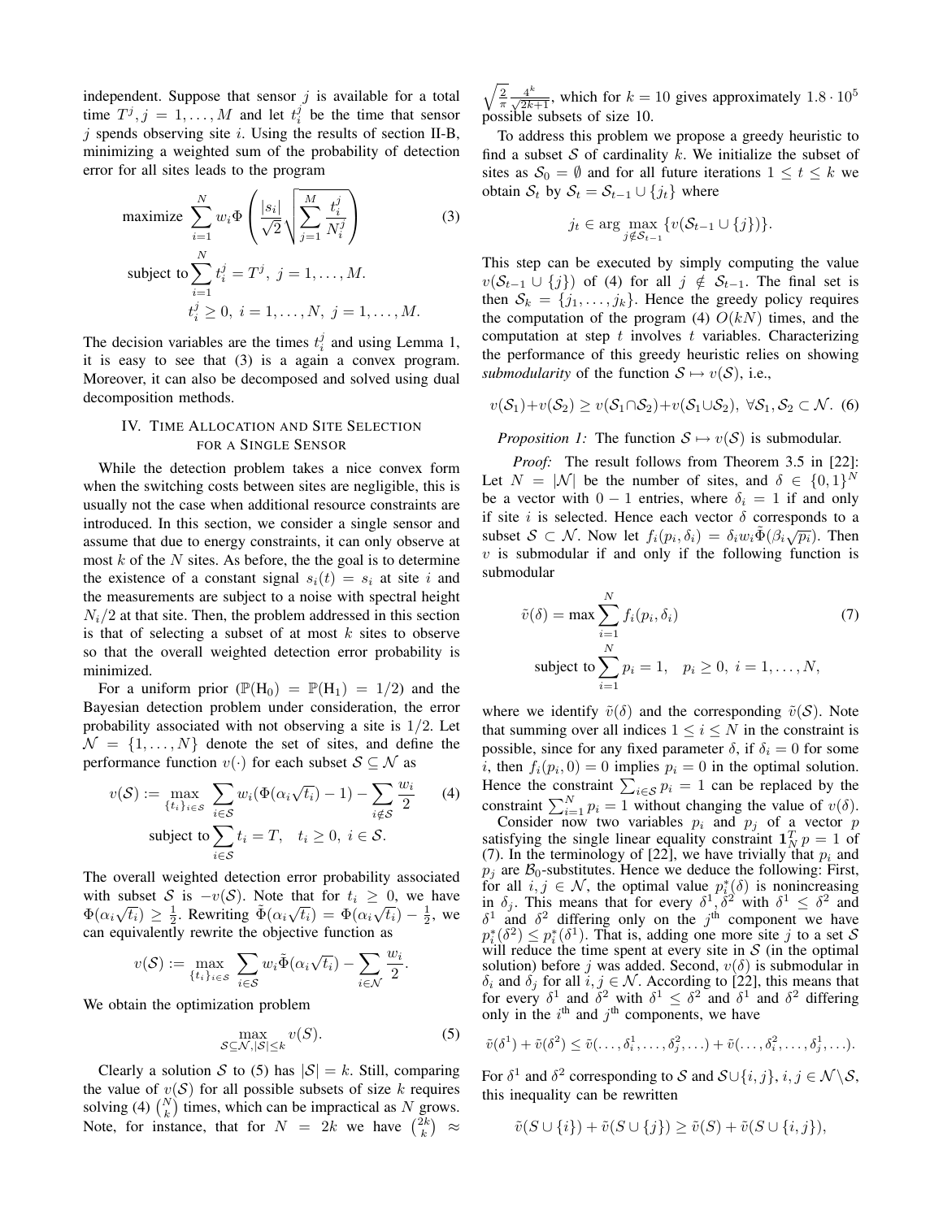independent. Suppose that sensor $j$ is available for a total time $T^j, j = 1, \ldots, M$ and let $t_i^j$ be the time that sensor $j$ spends observing site $i$. Using the results of section II-B, minimizing a weighted sum of the probability of detection error for all sites leads to the program

$$\begin{aligned} \text{maximize } & \sum_{i=1}^{N} w_i \Phi\left(\frac{|s_i|}{\sqrt{2}}\sqrt{\sum_{j=1}^{M}\frac{t_i^j}{N_i^j}}\right) \\ \text{subject to} & \sum_{i=1}^{N} t_i^j = T^j, \; j = 1, \ldots, M. \\ & t_i^j \geq 0, \; i = 1, \ldots, N, \; j = 1, \ldots, M. \end{aligned} \tag{3}$$

The decision variables are the times $t_i^j$ and using Lemma 1, it is easy to see that (3) is a again a convex program. Moreover, it can also be decomposed and solved using dual decomposition methods.

## IV. Time Allocation and Site Selection for a Single Sensor

While the detection problem takes a nice convex form when the switching costs between sites are negligible, this is usually not the case when additional resource constraints are introduced. In this section, we consider a single sensor and assume that due to energy constraints, it can only observe at most $k$ of the $N$ sites. As before, the the goal is to determine the existence of a constant signal $s_i(t) = s_i$ at site $i$ and the measurements are subject to a noise with spectral height $N_i/2$ at that site. Then, the problem addressed in this section is that of selecting a subset of at most $k$ sites to observe so that the overall weighted detection error probability is minimized.

For a uniform prior ($\mathbb{P}(\mathrm{H}_0) = \mathbb{P}(\mathrm{H}_1) = 1/2$) and the Bayesian detection problem under consideration, the error probability associated with not observing a site is $1/2$. Let $\mathcal{N} = \{1, \ldots, N\}$ denote the set of sites, and define the performance function $v(\cdot)$ for each subset $\mathcal{S} \subseteq \mathcal{N}$ as

$$\begin{aligned} v(\mathcal{S}) := \max_{\{t_i\}_{i \in \mathcal{S}}} & \sum_{i \in \mathcal{S}} w_i (\Phi(\alpha_i \sqrt{t_i}) - 1) - \sum_{i \notin \mathcal{S}} \frac{w_i}{2} \\ \text{subject to} & \sum_{i \in \mathcal{S}} t_i = T, \quad t_i \geq 0, \; i \in \mathcal{S}. \end{aligned} \tag{4}$$

The overall weighted detection error probability associated with subset $\mathcal{S}$ is $-v(\mathcal{S})$. Note that for $t_i \geq 0$, we have $\Phi(\alpha_i\sqrt{t_i}) \geq \frac{1}{2}$. Rewriting $\tilde{\Phi}(\alpha_i\sqrt{t_i}) = \Phi(\alpha_i\sqrt{t_i}) - \frac{1}{2}$, we can equivalently rewrite the objective function as

$$v(\mathcal{S}) := \max_{\{t_i\}_{i \in \mathcal{S}}} \sum_{i \in \mathcal{S}} w_i \tilde{\Phi}(\alpha_i \sqrt{t_i}) - \sum_{i \in \mathcal{N}} \frac{w_i}{2}.$$

We obtain the optimization problem

$$\max_{\mathcal{S} \subseteq \mathcal{N}, |\mathcal{S}| \leq k} v(S). \tag{5}$$

Clearly a solution $\mathcal{S}$ to (5) has $|\mathcal{S}| = k$. Still, comparing the value of $v(\mathcal{S})$ for all possible subsets of size $k$ requires solving (4) $\binom{N}{k}$ times, which can be impractical as $N$ grows. Note, for instance, that for $N = 2k$ we have $\binom{2k}{k} \approx \sqrt{\frac{2}{\pi}}\frac{4^k}{\sqrt{2k+1}}$, which for $k = 10$ gives approximately $1.8 \cdot 10^5$ possible subsets of size 10.

To address this problem we propose a greedy heuristic to find a subset $\mathcal{S}$ of cardinality $k$. We initialize the subset of sites as $\mathcal{S}_0 = \emptyset$ and for all future iterations $1 \leq t \leq k$ we obtain $\mathcal{S}_t$ by $\mathcal{S}_t = \mathcal{S}_{t-1} \cup \{j_t\}$ where

$$j_t \in \arg\max_{j \notin \mathcal{S}_{t-1}} \{v(\mathcal{S}_{t-1} \cup \{j\})\}.$$

This step can be executed by simply computing the value $v(\mathcal{S}_{t-1} \cup \{j\})$ of (4) for all $j \notin \mathcal{S}_{t-1}$. The final set is then $\mathcal{S}_k = \{j_1, \ldots, j_k\}$. Hence the greedy policy requires the computation of the program (4) $O(kN)$ times, and the computation at step $t$ involves $t$ variables. Characterizing the performance of this greedy heuristic relies on showing *submodularity* of the function $\mathcal{S} \mapsto v(\mathcal{S})$, i.e.,

$$v(\mathcal{S}_1) + v(\mathcal{S}_2) \geq v(\mathcal{S}_1 \cap \mathcal{S}_2) + v(\mathcal{S}_1 \cup \mathcal{S}_2), \; \forall \mathcal{S}_1, \mathcal{S}_2 \subset \mathcal{N}. \tag{6}$$

*Proposition 1:* The function $\mathcal{S} \mapsto v(\mathcal{S})$ is submodular.

*Proof:* The result follows from Theorem 3.5 in [22]: Let $N = |\mathcal{N}|$ be the number of sites, and $\delta \in \{0, 1\}^N$ be a vector with $0-1$ entries, where $\delta_i = 1$ if and only if site $i$ is selected. Hence each vector $\delta$ corresponds to a subset $\mathcal{S} \subset \mathcal{N}$. Now let $f_i(p_i, \delta_i) = \delta_i w_i \tilde{\Phi}(\beta_i\sqrt{p_i})$. Then $v$ is submodular if and only if the following function is submodular

$$\begin{aligned} \tilde{v}(\delta) = \max & \sum_{i=1}^{N} f_i(p_i, \delta_i) \\ \text{subject to} & \sum_{i=1}^{N} p_i = 1, \quad p_i \geq 0, \; i = 1, \ldots, N, \end{aligned} \tag{7}$$

where we identify $\tilde{v}(\delta)$ and the corresponding $\tilde{v}(\mathcal{S})$. Note that summing over all indices $1 \leq i \leq N$ in the constraint is possible, since for any fixed parameter $\delta$, if $\delta_i = 0$ for some $i$, then $f_i(p_i, 0) = 0$ implies $p_i = 0$ in the optimal solution. Hence the constraint $\sum_{i \in \mathcal{S}} p_i = 1$ can be replaced by the constraint $\sum_{i=1}^{N} p_i = 1$ without changing the value of $v(\delta)$.

Consider now two variables $p_i$ and $p_j$ of a vector $p$ satisfying the single linear equality constraint $\mathbf{1}_N^T p = 1$ of (7). In the terminology of [22], we have trivially that $p_i$ and $p_j$ are $\mathcal{B}_0$-substitutes. Hence we deduce the following: First, for all $i, j \in \mathcal{N}$, the optimal value $p_i^*(\delta)$ is nonincreasing in $\delta_j$. This means that for every $\delta^1, \delta^2$ with $\delta^1 \leq \delta^2$ and $\delta^1$ and $\delta^2$ differing only on the $j^{\text{th}}$ component we have $p_i^*(\delta^2) \leq p_i^*(\delta^1)$. That is, adding one more site $j$ to a set $\mathcal{S}$ will reduce the time spent at every site in $\mathcal{S}$ (in the optimal solution) before $j$ was added. Second, $v(\delta)$ is submodular in $\delta_i$ and $\delta_j$ for all $i, j \in \mathcal{N}$. According to [22], this means that for every $\delta^1$ and $\delta^2$ with $\delta^1 \leq \delta^2$ and $\delta^1$ and $\delta^2$ differing only in the $i^{\text{th}}$ and $j^{\text{th}}$ components, we have

$$\tilde{v}(\delta^1) + \tilde{v}(\delta^2) \leq \tilde{v}(\ldots, \delta_i^1, \ldots, \delta_j^2, \ldots) + \tilde{v}(\ldots, \delta_i^2, \ldots, \delta_j^1, \ldots).$$

For $\delta^1$ and $\delta^2$ corresponding to $\mathcal{S}$ and $\mathcal{S} \cup \{i, j\}$, $i, j \in \mathcal{N} \setminus \mathcal{S}$, this inequality can be rewritten

$$\tilde{v}(S \cup \{i\}) + \tilde{v}(S \cup \{j\}) \geq \tilde{v}(S) + \tilde{v}(S \cup \{i, j\}),$$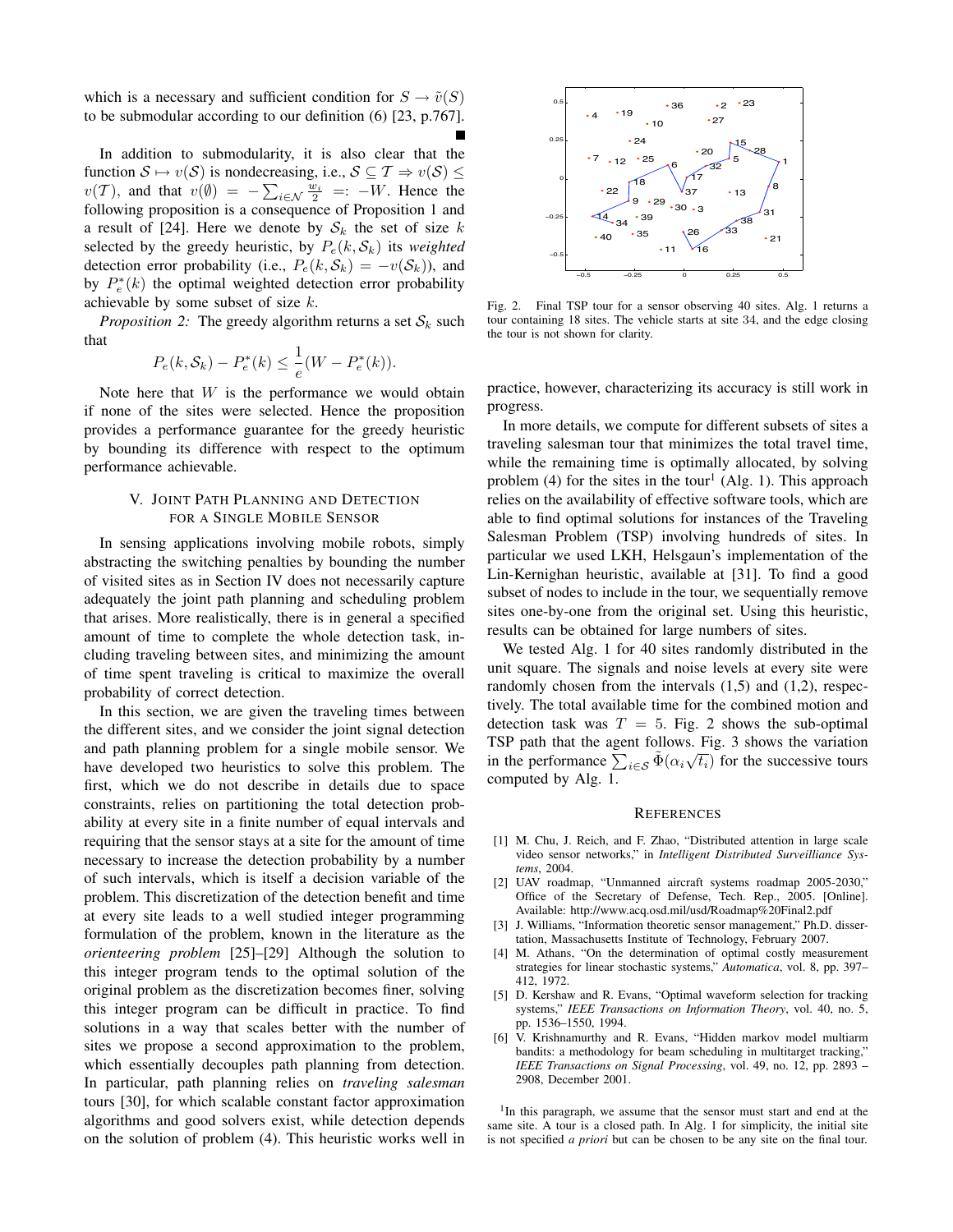which is a necessary and sufficient condition for $S \to \tilde{v}(S)$ to be submodular according to our definition (6) [23, p.767]. ■

In addition to submodularity, it is also clear that the function $\mathcal{S} \mapsto v(\mathcal{S})$ is nondecreasing, i.e., $\mathcal{S} \subseteq \mathcal{T} \Rightarrow v(\mathcal{S}) \leq v(\mathcal{T})$, and that $v(\emptyset) = -\sum_{i \in \mathcal{N}} \frac{w_i}{2} =: -W$. Hence the following proposition is a consequence of Proposition 1 and a result of [24]. Here we denote by $\mathcal{S}_k$ the set of size $k$ selected by the greedy heuristic, by $P_e(k, \mathcal{S}_k)$ its *weighted* detection error probability (i.e., $P_e(k, \mathcal{S}_k) = -v(\mathcal{S}_k)$), and by $P_e^*(k)$ the optimal weighted detection error probability achievable by some subset of size $k$.

*Proposition 2:* The greedy algorithm returns a set $\mathcal{S}_k$ such that

$$P_e(k, \mathcal{S}_k) - P_e^*(k) \leq \frac{1}{e}(W - P_e^*(k)).$$

Note here that $W$ is the performance we would obtain if none of the sites were selected. Hence the proposition provides a performance guarantee for the greedy heuristic by bounding its difference with respect to the optimum performance achievable.

## V. Joint Path Planning and Detection for a Single Mobile Sensor

In sensing applications involving mobile robots, simply abstracting the switching penalties by bounding the number of visited sites as in Section IV does not necessarily capture adequately the joint path planning and scheduling problem that arises. More realistically, there is in general a specified amount of time to complete the whole detection task, including traveling between sites, and minimizing the amount of time spent traveling is critical to maximize the overall probability of correct detection.

In this section, we are given the traveling times between the different sites, and we consider the joint signal detection and path planning problem for a single mobile sensor. We have developed two heuristics to solve this problem. The first, which we do not describe in details due to space constraints, relies on partitioning the total detection probability at every site in a finite number of equal intervals and requiring that the sensor stays at a site for the amount of time necessary to increase the detection probability by a number of such intervals, which is itself a decision variable of the problem. This discretization of the detection benefit and time at every site leads to a well studied integer programming formulation of the problem, known in the literature as the *orienteering problem* [25]–[29] Although the solution to this integer program tends to the optimal solution of the original problem as the discretization becomes finer, solving this integer program can be difficult in practice. To find solutions in a way that scales better with the number of sites we propose a second approximation to the problem, which essentially decouples path planning from detection. In particular, path planning relies on *traveling salesman* tours [30], for which scalable constant factor approximation algorithms and good solvers exist, while detection depends on the solution of problem (4). This heuristic works well in practice, however, characterizing its accuracy is still work in progress.

Fig. 2. Final TSP tour for a sensor observing 40 sites. Alg. 1 returns a tour containing 18 sites. The vehicle starts at site 34, and the edge closing the tour is not shown for clarity.

In more details, we compute for different subsets of sites a traveling salesman tour that minimizes the total travel time, while the remaining time is optimally allocated, by solving problem (4) for the sites in the tour[1] (Alg. 1). This approach relies on the availability of effective software tools, which are able to find optimal solutions for instances of the Traveling Salesman Problem (TSP) involving hundreds of sites. In particular we used LKH, Helsgaun's implementation of the Lin-Kernighan heuristic, available at [31]. To find a good subset of nodes to include in the tour, we sequentially remove sites one-by-one from the original set. Using this heuristic, results can be obtained for large numbers of sites.

We tested Alg. 1 for 40 sites randomly distributed in the unit square. The signals and noise levels at every site were randomly chosen from the intervals (1,5) and (1,2), respectively. The total available time for the combined motion and detection task was $T = 5$. Fig. 2 shows the sub-optimal TSP path that the agent follows. Fig. 3 shows the variation in the performance $\sum_{i \in \mathcal{S}} \tilde{\Phi}(\alpha_i \sqrt{t_i})$ for the successive tours computed by Alg. 1.

[1]In this paragraph, we assume that the sensor must start and end at the same site. A tour is a closed path. In Alg. 1 for simplicity, the initial site is not specified *a priori* but can be chosen to be any site on the final tour.

## References

[1] M. Chu, J. Reich, and F. Zhao, "Distributed attention in large scale video sensor networks," in *Intelligent Distributed Surveilliance Systems*, 2004.

[2] UAV roadmap, "Unmanned aircraft systems roadmap 2005-2030," Office of the Secretary of Defense, Tech. Rep., 2005. [Online]. Available: http://www.acq.osd.mil/usd/Roadmap%20Final2.pdf

[3] J. Williams, "Information theoretic sensor management," Ph.D. dissertation, Massachusetts Institute of Technology, February 2007.

[4] M. Athans, "On the determination of optimal costly measurement strategies for linear stochastic systems," *Automatica*, vol. 8, pp. 397–412, 1972.

[5] D. Kershaw and R. Evans, "Optimal waveform selection for tracking systems," *IEEE Transactions on Information Theory*, vol. 40, no. 5, pp. 1536–1550, 1994.

[6] V. Krishnamurthy and R. Evans, "Hidden markov model multiarm bandits: a methodology for beam scheduling in multitarget tracking," *IEEE Transactions on Signal Processing*, vol. 49, no. 12, pp. 2893 – 2908, December 2001.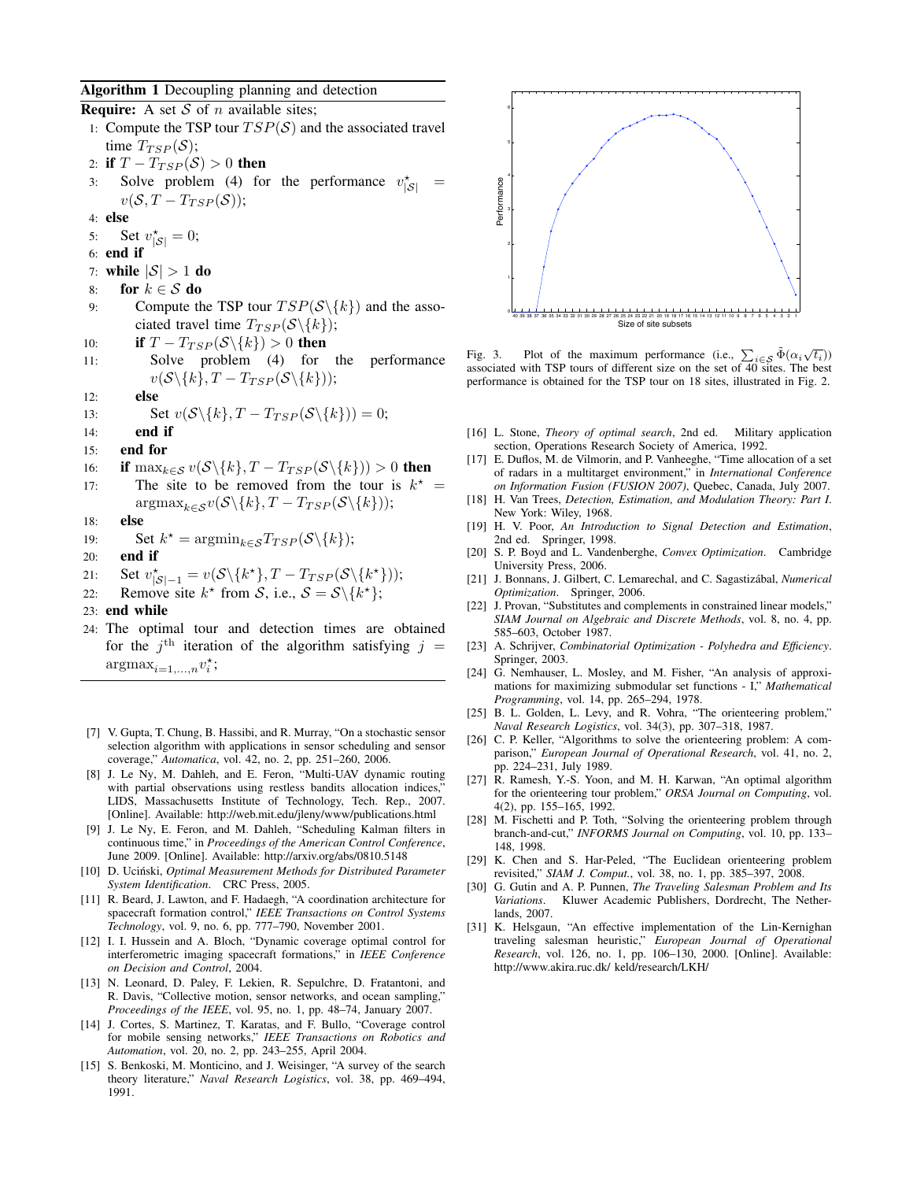**Algorithm 1** Decoupling planning and detection

**Require:** A set $\mathcal{S}$ of $n$ available sites;

1: Compute the TSP tour $TSP(\mathcal{S})$ and the associated travel time $T_{TSP}(\mathcal{S})$;
2: **if** $T - T_{TSP}(\mathcal{S}) > 0$ **then**
3: Solve problem (4) for the performance $v^\star_{|\mathcal{S}|} = v(\mathcal{S}, T - T_{TSP}(\mathcal{S}))$;
4: **else**
5: Set $v^\star_{|\mathcal{S}|} = 0$;
6: **end if**
7: **while** $|\mathcal{S}| > 1$ **do**
8: **for** $k \in \mathcal{S}$ **do**
9: Compute the TSP tour $TSP(\mathcal{S}\backslash\{k\})$ and the associated travel time $T_{TSP}(\mathcal{S}\backslash\{k\})$;
10: **if** $T - T_{TSP}(\mathcal{S}\backslash\{k\}) > 0$ **then**
11: Solve problem (4) for the performance $v(\mathcal{S}\backslash\{k\}, T - T_{TSP}(\mathcal{S}\backslash\{k\}))$;
12: **else**
13: Set $v(\mathcal{S}\backslash\{k\}, T - T_{TSP}(\mathcal{S}\backslash\{k\})) = 0$;
14: **end if**
15: **end for**
16: **if** $\max_{k\in\mathcal{S}} v(\mathcal{S}\backslash\{k\}, T - T_{TSP}(\mathcal{S}\backslash\{k\})) > 0$ **then**
17: The site to be removed from the tour is $k^\star = \mathrm{argmax}_{k\in\mathcal{S}} v(\mathcal{S}\backslash\{k\}, T - T_{TSP}(\mathcal{S}\backslash\{k\}))$;
18: **else**
19: Set $k^\star = \mathrm{argmin}_{k\in\mathcal{S}} T_{TSP}(\mathcal{S}\backslash\{k\})$;
20: **end if**
21: Set $v^\star_{|\mathcal{S}|-1} = v(\mathcal{S}\backslash\{k^\star\}, T - T_{TSP}(\mathcal{S}\backslash\{k^\star\}))$;
22: Remove site $k^\star$ from $\mathcal{S}$, i.e., $\mathcal{S} = \mathcal{S}\backslash\{k^\star\}$;
23: **end while**
24: The optimal tour and detection times are obtained for the $j^{\text{th}}$ iteration of the algorithm satisfying $j = \mathrm{argmax}_{i=1,\ldots,n} v^\star_i$;

Performance
6
5
4
3
2
1
0
40 39 38 37 36 35 34 33 32 31 30 29 28 27 26 25 24 23 22 21 20 19 18 17 16 15 14 13 12 11 10 9 8 7 6 5 4 3 2 1
Size of site subsets

Fig. 3. Plot of the maximum performance (i.e., $\sum_{i\in\mathcal{S}} \tilde{\Phi}(\alpha_i\sqrt{t_i})$) associated with TSP tours of different size on the set of 40 sites. The best performance is obtained for the TSP tour on 18 sites, illustrated in Fig. 2.

[7] V. Gupta, T. Chung, B. Hassibi, and R. Murray, "On a stochastic sensor selection algorithm with applications in sensor scheduling and sensor coverage," *Automatica*, vol. 42, no. 2, pp. 251–260, 2006.

[8] J. Le Ny, M. Dahleh, and E. Feron, "Multi-UAV dynamic routing with partial observations using restless bandits allocation indices," LIDS, Massachusetts Institute of Technology, Tech. Rep., 2007. [Online]. Available: http://web.mit.edu/jleny/www/publications.html

[9] J. Le Ny, E. Feron, and M. Dahleh, "Scheduling Kalman filters in continuous time," in *Proceedings of the American Control Conference*, June 2009. [Online]. Available: http://arxiv.org/abs/0810.5148

[10] D. Uciński, *Optimal Measurement Methods for Distributed Parameter System Identification*. CRC Press, 2005.

[11] R. Beard, J. Lawton, and F. Hadaegh, "A coordination architecture for spacecraft formation control," *IEEE Transactions on Control Systems Technology*, vol. 9, no. 6, pp. 777–790, November 2001.

[12] I. I. Hussein and A. Bloch, "Dynamic coverage optimal control for interferometric imaging spacecraft formations," in *IEEE Conference on Decision and Control*, 2004.

[13] N. Leonard, D. Paley, F. Lekien, R. Sepulchre, D. Fratantoni, and R. Davis, "Collective motion, sensor networks, and ocean sampling," *Proceedings of the IEEE*, vol. 95, no. 1, pp. 48–74, January 2007.

[14] J. Cortes, S. Martinez, T. Karatas, and F. Bullo, "Coverage control for mobile sensing networks," *IEEE Transactions on Robotics and Automation*, vol. 20, no. 2, pp. 243–255, April 2004.

[15] S. Benkoski, M. Monticino, and J. Weisinger, "A survey of the search theory literature," *Naval Research Logistics*, vol. 38, pp. 469–494, 1991.

[16] L. Stone, *Theory of optimal search*, 2nd ed. Military application section, Operations Research Society of America, 1992.

[17] E. Duflos, M. de Vilmorin, and P. Vanheeghe, "Time allocation of a set of radars in a multitarget environment," in *International Conference on Information Fusion (FUSION 2007)*, Quebec, Canada, July 2007.

[18] H. Van Trees, *Detection, Estimation, and Modulation Theory: Part I*. New York: Wiley, 1968.

[19] H. V. Poor, *An Introduction to Signal Detection and Estimation*, 2nd ed. Springer, 1998.

[20] S. P. Boyd and L. Vandenberghe, *Convex Optimization*. Cambridge University Press, 2006.

[21] J. Bonnans, J. Gilbert, C. Lemarechal, and C. Sagastizábal, *Numerical Optimization*. Springer, 2006.

[22] J. Provan, "Substitutes and complements in constrained linear models," *SIAM Journal on Algebraic and Discrete Methods*, vol. 8, no. 4, pp. 585–603, October 1987.

[23] A. Schrijver, *Combinatorial Optimization - Polyhedra and Efficiency*. Springer, 2003.

[24] G. Nemhauser, L. Mosley, and M. Fisher, "An analysis of approximations for maximizing submodular set functions - I," *Mathematical Programming*, vol. 14, pp. 265–294, 1978.

[25] B. L. Golden, L. Levy, and R. Vohra, "The orienteering problem," *Naval Research Logistics*, vol. 34(3), pp. 307–318, 1987.

[26] C. P. Keller, "Algorithms to solve the orienteering problem: A comparison," *European Journal of Operational Research*, vol. 41, no. 2, pp. 224–231, July 1989.

[27] R. Ramesh, Y.-S. Yoon, and M. H. Karwan, "An optimal algorithm for the orienteering tour problem," *ORSA Journal on Computing*, vol. 4(2), pp. 155–165, 1992.

[28] M. Fischetti and P. Toth, "Solving the orienteering problem through branch-and-cut," *INFORMS Journal on Computing*, vol. 10, pp. 133–148, 1998.

[29] K. Chen and S. Har-Peled, "The Euclidean orienteering problem revisited," *SIAM J. Comput.*, vol. 38, no. 1, pp. 385–397, 2008.

[30] G. Gutin and A. P. Punnen, *The Traveling Salesman Problem and Its Variations*. Kluwer Academic Publishers, Dordrecht, The Netherlands, 2007.

[31] K. Helsgaun, "An effective implementation of the Lin-Kernighan traveling salesman heuristic," *European Journal of Operational Research*, vol. 126, no. 1, pp. 106–130, 2000. [Online]. Available: http://www.akira.ruc.dk/ keld/research/LKH/